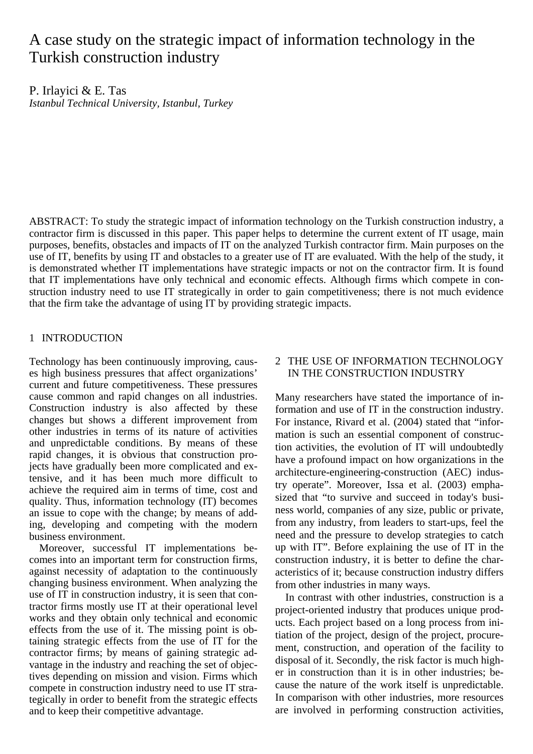# A case study on the strategic impact of information technology in the Turkish construction industry

P. Irlayici & E. Tas

*Istanbul Technical University, Istanbul, Turkey*

ABSTRACT: To study the strategic impact of information technology on the Turkish construction industry, a contractor firm is discussed in this paper. This paper helps to determine the current extent of IT usage, main purposes, benefits, obstacles and impacts of IT on the analyzed Turkish contractor firm. Main purposes on the use of IT, benefits by using IT and obstacles to a greater use of IT are evaluated. With the help of the study, it is demonstrated whether IT implementations have strategic impacts or not on the contractor firm. It is found that IT implementations have only technical and economic effects. Although firms which compete in construction industry need to use IT strategically in order to gain competitiveness; there is not much evidence that the firm take the advantage of using IT by providing strategic impacts.

## 1 INTRODUCTION

Technology has been continuously improving, causes high business pressures that affect organizations' current and future competitiveness. These pressures cause common and rapid changes on all industries. Construction industry is also affected by these changes but shows a different improvement from other industries in terms of its nature of activities and unpredictable conditions. By means of these rapid changes, it is obvious that construction projects have gradually been more complicated and extensive, and it has been much more difficult to achieve the required aim in terms of time, cost and quality. Thus, information technology (IT) becomes an issue to cope with the change; by means of adding, developing and competing with the modern business environment.

Moreover, successful IT implementations becomes into an important term for construction firms, against necessity of adaptation to the continuously changing business environment. When analyzing the use of IT in construction industry, it is seen that contractor firms mostly use IT at their operational level works and they obtain only technical and economic effects from the use of it. The missing point is obtaining strategic effects from the use of IT for the contractor firms; by means of gaining strategic advantage in the industry and reaching the set of objectives depending on mission and vision. Firms which compete in construction industry need to use IT strategically in order to benefit from the strategic effects and to keep their competitive advantage.

## 2 THE USE OF INFORMATION TECHNOLOGY IN THE CONSTRUCTION INDUSTRY

Many researchers have stated the importance of information and use of IT in the construction industry. For instance, Rivard et al. (2004) stated that "information is such an essential component of construction activities, the evolution of IT will undoubtedly have a profound impact on how organizations in the architecture-engineering-construction (AEC) industry operate". Moreover, Issa et al. (2003) emphasized that "to survive and succeed in today's business world, companies of any size, public or private, from any industry, from leaders to start-ups, feel the need and the pressure to develop strategies to catch up with IT". Before explaining the use of IT in the construction industry, it is better to define the characteristics of it; because construction industry differs from other industries in many ways.

In contrast with other industries, construction is a project-oriented industry that produces unique products. Each project based on a long process from initiation of the project, design of the project, procurement, construction, and operation of the facility to disposal of it. Secondly, the risk factor is much higher in construction than it is in other industries; because the nature of the work itself is unpredictable. In comparison with other industries, more resources are involved in performing construction activities,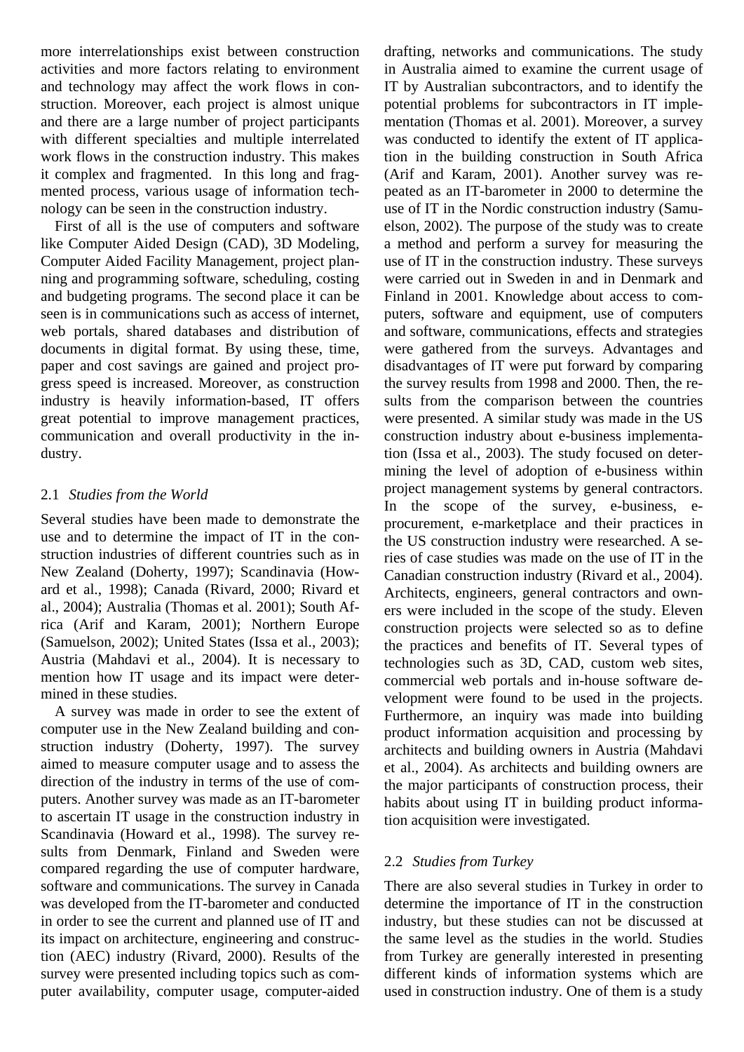more interrelationships exist between construction activities and more factors relating to environment and technology may affect the work flows in construction. Moreover, each project is almost unique and there are a large number of project participants with different specialties and multiple interrelated work flows in the construction industry. This makes it complex and fragmented. In this long and fragmented process, various usage of information technology can be seen in the construction industry.

First of all is the use of computers and software like Computer Aided Design (CAD), 3D Modeling, Computer Aided Facility Management, project planning and programming software, scheduling, costing and budgeting programs. The second place it can be seen is in communications such as access of internet, web portals, shared databases and distribution of documents in digital format. By using these, time, paper and cost savings are gained and project progress speed is increased. Moreover, as construction industry is heavily information-based, IT offers great potential to improve management practices, communication and overall productivity in the industry.

## 2.1 *Studies from the World*

Several studies have been made to demonstrate the use and to determine the impact of IT in the construction industries of different countries such as in New Zealand (Doherty, 1997); Scandinavia (Howard et al., 1998); Canada (Rivard, 2000; Rivard et al., 2004); Australia (Thomas et al. 2001); South Africa (Arif and Karam, 2001); Northern Europe (Samuelson, 2002); United States (Issa et al., 2003); Austria (Mahdavi et al., 2004). It is necessary to mention how IT usage and its impact were determined in these studies.

A survey was made in order to see the extent of computer use in the New Zealand building and construction industry (Doherty, 1997). The survey aimed to measure computer usage and to assess the direction of the industry in terms of the use of computers. Another survey was made as an IT-barometer to ascertain IT usage in the construction industry in Scandinavia (Howard et al., 1998). The survey results from Denmark, Finland and Sweden were compared regarding the use of computer hardware, software and communications. The survey in Canada was developed from the IT-barometer and conducted in order to see the current and planned use of IT and its impact on architecture, engineering and construction (AEC) industry (Rivard, 2000). Results of the survey were presented including topics such as computer availability, computer usage, computer-aided drafting, networks and communications. The study in Australia aimed to examine the current usage of IT by Australian subcontractors, and to identify the potential problems for subcontractors in IT implementation (Thomas et al. 2001). Moreover, a survey was conducted to identify the extent of IT application in the building construction in South Africa (Arif and Karam, 2001). Another survey was repeated as an IT-barometer in 2000 to determine the use of IT in the Nordic construction industry (Samuelson, 2002). The purpose of the study was to create a method and perform a survey for measuring the use of IT in the construction industry. These surveys were carried out in Sweden in and in Denmark and Finland in 2001. Knowledge about access to computers, software and equipment, use of computers and software, communications, effects and strategies were gathered from the surveys. Advantages and disadvantages of IT were put forward by comparing the survey results from 1998 and 2000. Then, the results from the comparison between the countries were presented. A similar study was made in the US construction industry about e-business implementation (Issa et al., 2003). The study focused on determining the level of adoption of e-business within project management systems by general contractors. In the scope of the survey, e-business, e-procurement, e-marketplace and their practices in the US construction industry were researched. A series of case studies was made on the use of IT in the Canadian construction industry (Rivard et al., 2004). Architects, engineers, general contractors and owners were included in the scope of the study. Eleven construction projects were selected so as to define the practices and benefits of IT. Several types of technologies such as 3D, CAD, custom web sites, commercial web portals and in-house software development were found to be used in the projects. Furthermore, an inquiry was made into building product information acquisition and processing by architects and building owners in Austria (Mahdavi et al., 2004). As architects and building owners are the major participants of construction process, their habits about using IT in building product information acquisition were investigated.

## 2.2 *Studies from Turkey*

There are also several studies in Turkey in order to determine the importance of IT in the construction industry, but these studies can not be discussed at the same level as the studies in the world. Studies from Turkey are generally interested in presenting different kinds of information systems which are used in construction industry. One of them is a study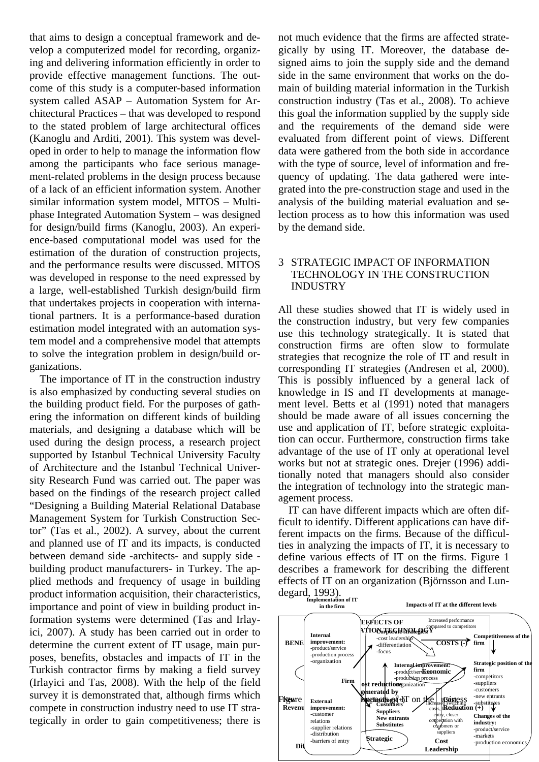that aims to design a conceptual framework and develop a computerized model for recording, organizing and delivering information efficiently in order to provide effective management functions. The outcome of this study is a computer-based information system called ASAP – Automation System for Architectural Practices – that was developed to respond to the stated problem of large architectural offices (Kanoglu and Arditi, 2001). This system was developed in order to help to manage the information flow among the participants who face serious management-related problems in the design process because of a lack of an efficient information system. Another similar information system model, MITOS – Multiphase Integrated Automation System – was designed for design/build firms (Kanoglu, 2003). An experience-based computational model was used for the estimation of the duration of construction projects, and the performance results were discussed. MITOS was developed in response to the need expressed by a large, well-established Turkish design/build firm that undertakes projects in cooperation with international partners. It is a performance-based duration estimation model integrated with an automation system model and a comprehensive model that attempts to solve the integration problem in design/build organizations.

The importance of IT in the construction industry is also emphasized by conducting several studies on the building product field. For the purposes of gathering the information on different kinds of building materials, and designing a database which will be used during the design process, a research project supported by Istanbul Technical University Faculty of Architecture and the Istanbul Technical University Research Fund was carried out. The paper was based on the findings of the research project called "Designing a Building Material Relational Database Management System for Turkish Construction Sector" (Tas et al., 2002). A survey, about the current and planned use of IT and its impacts, is conducted between demand side -architects- and supply side -building product manufacturers- in Turkey. The applied methods and frequency of usage in building product information acquisition, their characteristics, importance and point of view in building product information systems were determined (Tas and Irlayici, 2007). A study has been carried out in order to determine the current extent of IT usage, main purposes, benefits, obstacles and impacts of IT in the Turkish contractor firms by making a field survey (Irlayici and Tas, 2008). With the help of the field survey it is demonstrated that, although firms which compete in construction industry need to use IT strategically in order to gain competitiveness; there is not much evidence that the firms are affected strategically by using IT. Moreover, the database designed aims to join the supply side and the demand side in the same environment that works on the domain of building material information in the Turkish construction industry (Tas et al., 2008). To achieve this goal the information supplied by the supply side and the requirements of the demand side were evaluated from different point of views. Different data were gathered from the both side in accordance with the type of source, level of information and frequency of updating. The data gathered were integrated into the pre-construction stage and used in the analysis of the building material evaluation and selection process as to how this information was used by the demand side.

## 3 STRATEGIC IMPACT OF INFORMATION TECHNOLOGY IN THE CONSTRUCTION INDUSTRY

All these studies showed that IT is widely used in the construction industry, but very few companies use this technology strategically. It is stated that construction firms are often slow to formulate strategies that recognize the role of IT and result in corresponding IT strategies (Andresen et al, 2000). This is possibly influenced by a general lack of knowledge in IS and IT developments at management level. Betts et al (1991) noted that managers should be made aware of all issues concerning the use and application of IT, before strategic exploitation can occur. Furthermore, construction firms take advantage of the use of IT only at operational level works but not at strategic ones. Drejer (1996) additionally noted that managers should also consider the integration of technology into the strategic management process.

IT can have different impacts which are often difficult to identify. Different applications can have different impacts on the firms. Because of the difficulties in analyzing the impacts of IT, it is necessary to define various effects of IT on the firms. Figure 1 describes a framework for describing the different effects of IT on an organization (Björnsson and Lundegard, 1993).

Implementation of IT in the firm | Impacts of IT at the different levels

Internal improvement: -product/service -production process -organization

External improvement: -customer relations -supplier relations -distribution -barriers of entry

Firm

Corporate strategies: -cost leadership -differentiation -focus

Increased performance compared to competitors

COSTS (-)

Competitiveness of the firm

Strategic position of the firm -competitors -suppliers -customers -new entrants -substitutes

Changes of the industry: -product/service -markets -production economics

Internal improvement: -product/service -production process -organization

Economic

Cost reductions generated by changes of: Customers Suppliers New entrants Substitutes

Increased switching costs, barriers of entry, closer cooperation with customers or suppliers

Strategic

Cost Reduction (+)

Cost Leadership

BENEFITS OF INFORMATION TECHNOLOGY

New Revenues

Figure 1. Effects of IT on the business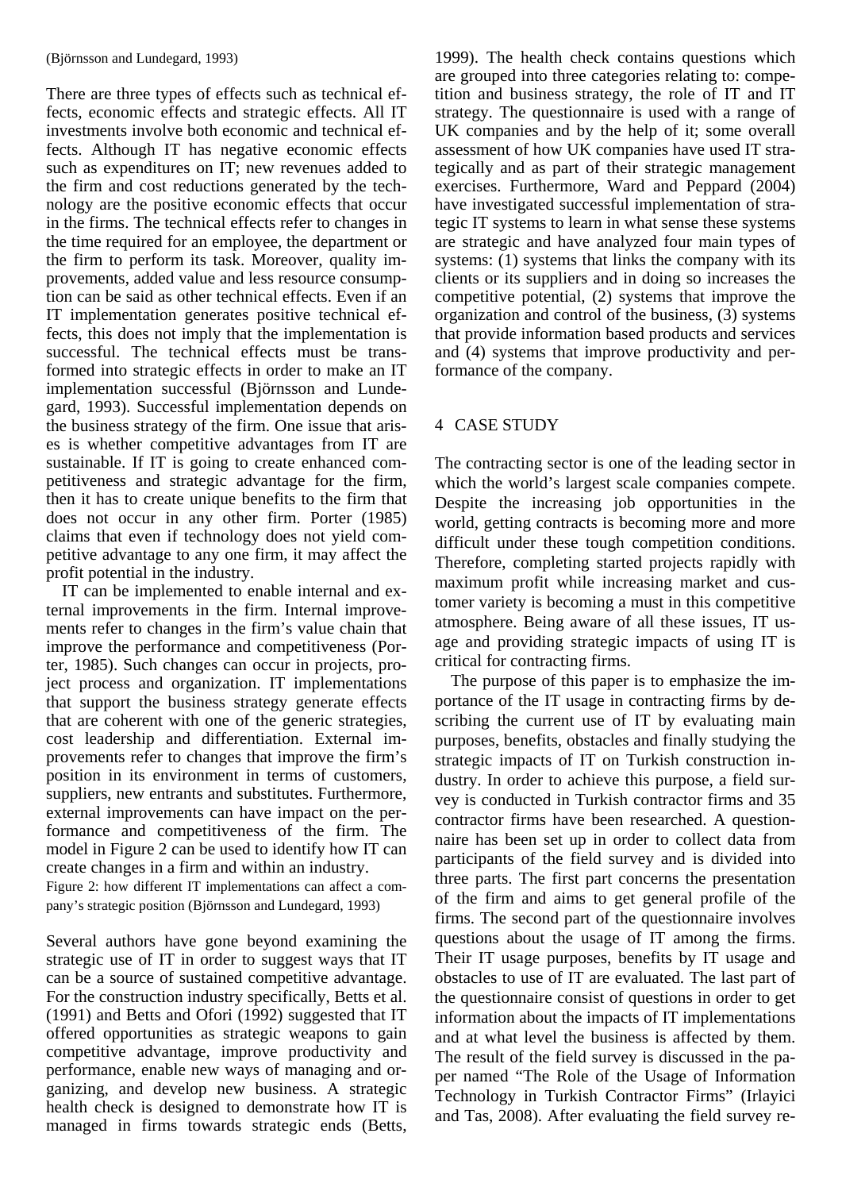(Björnsson and Lundegard, 1993)

There are three types of effects such as technical effects, economic effects and strategic effects. All IT investments involve both economic and technical effects. Although IT has negative economic effects such as expenditures on IT; new revenues added to the firm and cost reductions generated by the technology are the positive economic effects that occur in the firms. The technical effects refer to changes in the time required for an employee, the department or the firm to perform its task. Moreover, quality improvements, added value and less resource consumption can be said as other technical effects. Even if an IT implementation generates positive technical effects, this does not imply that the implementation is successful. The technical effects must be transformed into strategic effects in order to make an IT implementation successful (Björnsson and Lundegard, 1993). Successful implementation depends on the business strategy of the firm. One issue that arises is whether competitive advantages from IT are sustainable. If IT is going to create enhanced competitiveness and strategic advantage for the firm, then it has to create unique benefits to the firm that does not occur in any other firm. Porter (1985) claims that even if technology does not yield competitive advantage to any one firm, it may affect the profit potential in the industry.

IT can be implemented to enable internal and external improvements in the firm. Internal improvements refer to changes in the firm's value chain that improve the performance and competitiveness (Porter, 1985). Such changes can occur in projects, project process and organization. IT implementations that support the business strategy generate effects that are coherent with one of the generic strategies, cost leadership and differentiation. External improvements refer to changes that improve the firm's position in its environment in terms of customers, suppliers, new entrants and substitutes. Furthermore, external improvements can have impact on the performance and competitiveness of the firm. The model in Figure 2 can be used to identify how IT can create changes in a firm and within an industry.

Figure 2: how different IT implementations can affect a company's strategic position (Björnsson and Lundegard, 1993)

Several authors have gone beyond examining the strategic use of IT in order to suggest ways that IT can be a source of sustained competitive advantage. For the construction industry specifically, Betts et al. (1991) and Betts and Ofori (1992) suggested that IT offered opportunities as strategic weapons to gain competitive advantage, improve productivity and performance, enable new ways of managing and organizing, and develop new business. A strategic health check is designed to demonstrate how IT is managed in firms towards strategic ends (Betts, 1999). The health check contains questions which are grouped into three categories relating to: competition and business strategy, the role of IT and IT strategy. The questionnaire is used with a range of UK companies and by the help of it; some overall assessment of how UK companies have used IT strategically and as part of their strategic management exercises. Furthermore, Ward and Peppard (2004) have investigated successful implementation of strategic IT systems to learn in what sense these systems are strategic and have analyzed four main types of systems: (1) systems that links the company with its clients or its suppliers and in doing so increases the competitive potential, (2) systems that improve the organization and control of the business, (3) systems that provide information based products and services and (4) systems that improve productivity and performance of the company.

## 4 CASE STUDY

The contracting sector is one of the leading sector in which the world's largest scale companies compete. Despite the increasing job opportunities in the world, getting contracts is becoming more and more difficult under these tough competition conditions. Therefore, completing started projects rapidly with maximum profit while increasing market and customer variety is becoming a must in this competitive atmosphere. Being aware of all these issues, IT usage and providing strategic impacts of using IT is critical for contracting firms.

The purpose of this paper is to emphasize the importance of the IT usage in contracting firms by describing the current use of IT by evaluating main purposes, benefits, obstacles and finally studying the strategic impacts of IT on Turkish construction industry. In order to achieve this purpose, a field survey is conducted in Turkish contractor firms and 35 contractor firms have been researched. A questionnaire has been set up in order to collect data from participants of the field survey and is divided into three parts. The first part concerns the presentation of the firm and aims to get general profile of the firms. The second part of the questionnaire involves questions about the usage of IT among the firms. Their IT usage purposes, benefits by IT usage and obstacles to use of IT are evaluated. The last part of the questionnaire consist of questions in order to get information about the impacts of IT implementations and at what level the business is affected by them. The result of the field survey is discussed in the paper named "The Role of the Usage of Information Technology in Turkish Contractor Firms" (Irlayici and Tas, 2008). After evaluating the field survey re-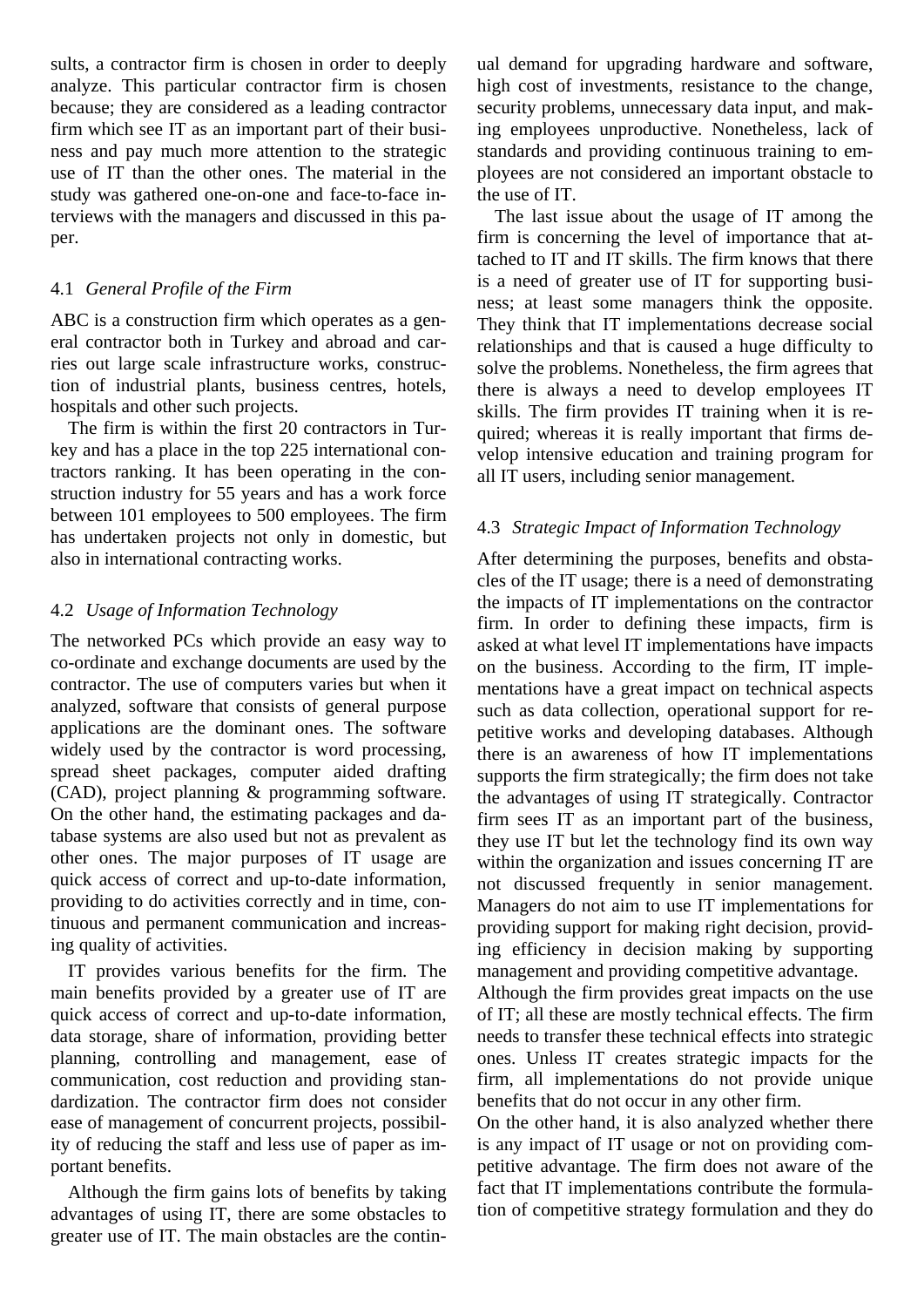sults, a contractor firm is chosen in order to deeply analyze. This particular contractor firm is chosen because; they are considered as a leading contractor firm which see IT as an important part of their business and pay much more attention to the strategic use of IT than the other ones. The material in the study was gathered one-on-one and face-to-face interviews with the managers and discussed in this paper.

### 4.1 *General Profile of the Firm*

ABC is a construction firm which operates as a general contractor both in Turkey and abroad and carries out large scale infrastructure works, construction of industrial plants, business centres, hotels, hospitals and other such projects.

The firm is within the first 20 contractors in Turkey and has a place in the top 225 international contractors ranking. It has been operating in the construction industry for 55 years and has a work force between 101 employees to 500 employees. The firm has undertaken projects not only in domestic, but also in international contracting works.

### 4.2 *Usage of Information Technology*

The networked PCs which provide an easy way to co-ordinate and exchange documents are used by the contractor. The use of computers varies but when it analyzed, software that consists of general purpose applications are the dominant ones. The software widely used by the contractor is word processing, spread sheet packages, computer aided drafting (CAD), project planning & programming software. On the other hand, the estimating packages and database systems are also used but not as prevalent as other ones. The major purposes of IT usage are quick access of correct and up-to-date information, providing to do activities correctly and in time, continuous and permanent communication and increasing quality of activities.

IT provides various benefits for the firm. The main benefits provided by a greater use of IT are quick access of correct and up-to-date information, data storage, share of information, providing better planning, controlling and management, ease of communication, cost reduction and providing standardization. The contractor firm does not consider ease of management of concurrent projects, possibility of reducing the staff and less use of paper as important benefits.

Although the firm gains lots of benefits by taking advantages of using IT, there are some obstacles to greater use of IT. The main obstacles are the continual demand for upgrading hardware and software, high cost of investments, resistance to the change, security problems, unnecessary data input, and making employees unproductive. Nonetheless, lack of standards and providing continuous training to employees are not considered an important obstacle to the use of IT.

The last issue about the usage of IT among the firm is concerning the level of importance that attached to IT and IT skills. The firm knows that there is a need of greater use of IT for supporting business; at least some managers think the opposite. They think that IT implementations decrease social relationships and that is caused a huge difficulty to solve the problems. Nonetheless, the firm agrees that there is always a need to develop employees IT skills. The firm provides IT training when it is required; whereas it is really important that firms develop intensive education and training program for all IT users, including senior management.

### 4.3 *Strategic Impact of Information Technology*

After determining the purposes, benefits and obstacles of the IT usage; there is a need of demonstrating the impacts of IT implementations on the contractor firm. In order to defining these impacts, firm is asked at what level IT implementations have impacts on the business. According to the firm, IT implementations have a great impact on technical aspects such as data collection, operational support for repetitive works and developing databases. Although there is an awareness of how IT implementations supports the firm strategically; the firm does not take the advantages of using IT strategically. Contractor firm sees IT as an important part of the business, they use IT but let the technology find its own way within the organization and issues concerning IT are not discussed frequently in senior management. Managers do not aim to use IT implementations for providing support for making right decision, providing efficiency in decision making by supporting management and providing competitive advantage.

Although the firm provides great impacts on the use of IT; all these are mostly technical effects. The firm needs to transfer these technical effects into strategic ones. Unless IT creates strategic impacts for the firm, all implementations do not provide unique benefits that do not occur in any other firm.

On the other hand, it is also analyzed whether there is any impact of IT usage or not on providing competitive advantage. The firm does not aware of the fact that IT implementations contribute the formulation of competitive strategy formulation and they do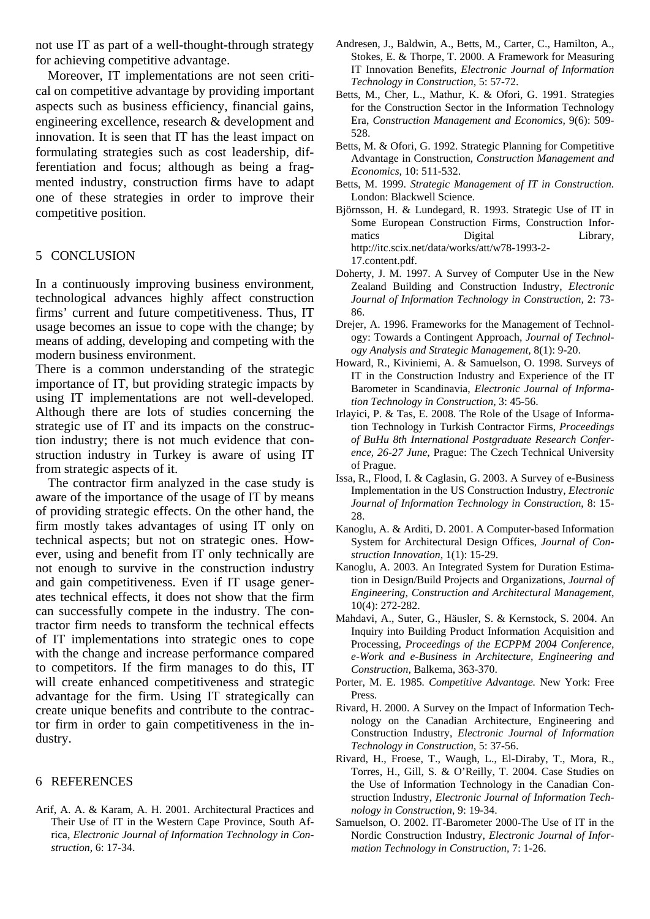not use IT as part of a well-thought-through strategy for achieving competitive advantage.

Moreover, IT implementations are not seen critical on competitive advantage by providing important aspects such as business efficiency, financial gains, engineering excellence, research & development and innovation. It is seen that IT has the least impact on formulating strategies such as cost leadership, differentiation and focus; although as being a fragmented industry, construction firms have to adapt one of these strategies in order to improve their competitive position.

## 5 CONCLUSION

In a continuously improving business environment, technological advances highly affect construction firms' current and future competitiveness. Thus, IT usage becomes an issue to cope with the change; by means of adding, developing and competing with the modern business environment.

There is a common understanding of the strategic importance of IT, but providing strategic impacts by using IT implementations are not well-developed. Although there are lots of studies concerning the strategic use of IT and its impacts on the construction industry; there is not much evidence that construction industry in Turkey is aware of using IT from strategic aspects of it.

The contractor firm analyzed in the case study is aware of the importance of the usage of IT by means of providing strategic effects. On the other hand, the firm mostly takes advantages of using IT only on technical aspects; but not on strategic ones. However, using and benefit from IT only technically are not enough to survive in the construction industry and gain competitiveness. Even if IT usage generates technical effects, it does not show that the firm can successfully compete in the industry. The contractor firm needs to transform the technical effects of IT implementations into strategic ones to cope with the change and increase performance compared to competitors. If the firm manages to do this, IT will create enhanced competitiveness and strategic advantage for the firm. Using IT strategically can create unique benefits and contribute to the contractor firm in order to gain competitiveness in the industry.

## 6 REFERENCES

Arif, A. A. & Karam, A. H. 2001. Architectural Practices and Their Use of IT in the Western Cape Province, South Africa, *Electronic Journal of Information Technology in Construction,* 6: 17-34.

Andresen, J., Baldwin, A., Betts, M., Carter, C., Hamilton, A., Stokes, E. & Thorpe, T. 2000. A Framework for Measuring IT Innovation Benefits, *Electronic Journal of Information Technology in Construction*, 5: 57-72.

Betts, M., Cher, L., Mathur, K. & Ofori, G. 1991. Strategies for the Construction Sector in the Information Technology Era, *Construction Management and Economics,* 9(6): 509-528.

Betts, M. & Ofori, G. 1992. Strategic Planning for Competitive Advantage in Construction, *Construction Management and Economics,* 10: 511-532.

Betts, M. 1999. *Strategic Management of IT in Construction.* London: Blackwell Science.

Björnsson, H. & Lundegard, R. 1993. Strategic Use of IT in Some European Construction Firms, Construction Informatics Digital Library, http://itc.scix.net/data/works/att/w78-1993-2-17.content.pdf.

Doherty, J. M. 1997. A Survey of Computer Use in the New Zealand Building and Construction Industry, *Electronic Journal of Information Technology in Construction,* 2: 73-86.

Drejer, A. 1996. Frameworks for the Management of Technology: Towards a Contingent Approach, *Journal of Technology Analysis and Strategic Management,* 8(1): 9-20.

Howard, R., Kiviniemi, A. & Samuelson, O. 1998. Surveys of IT in the Construction Industry and Experience of the IT Barometer in Scandinavia, *Electronic Journal of Information Technology in Construction,* 3: 45-56.

Irlayici, P. & Tas, E. 2008. The Role of the Usage of Information Technology in Turkish Contractor Firms, *Proceedings of BuHu 8th International Postgraduate Research Conference, 26-27 June*, Prague: The Czech Technical University of Prague.

Issa, R., Flood, I. & Caglasin, G. 2003. A Survey of e-Business Implementation in the US Construction Industry, *Electronic Journal of Information Technology in Construction*, 8: 15-28.

Kanoglu, A. & Arditi, D. 2001. A Computer-based Information System for Architectural Design Offices, *Journal of Construction Innovation,* 1(1): 15-29.

Kanoglu, A. 2003. An Integrated System for Duration Estimation in Design/Build Projects and Organizations, *Journal of Engineering, Construction and Architectural Management*, 10(4): 272-282.

Mahdavi, A., Suter, G., Häusler, S. & Kernstock, S. 2004. An Inquiry into Building Product Information Acquisition and Processing, *Proceedings of the ECPPM 2004 Conference, e-Work and e-Business in Architecture, Engineering and Construction,* Balkema, 363-370.

Porter, M. E. 1985. *Competitive Advantage.* New York: Free Press.

Rivard, H. 2000. A Survey on the Impact of Information Technology on the Canadian Architecture, Engineering and Construction Industry, *Electronic Journal of Information Technology in Construction,* 5: 37-56.

Rivard, H., Froese, T., Waugh, L., El-Diraby, T., Mora, R., Torres, H., Gill, S. & O'Reilly, T. 2004. Case Studies on the Use of Information Technology in the Canadian Construction Industry, *Electronic Journal of Information Technology in Construction*, 9: 19-34.

Samuelson, O. 2002. IT-Barometer 2000-The Use of IT in the Nordic Construction Industry, *Electronic Journal of Information Technology in Construction,* 7: 1-26.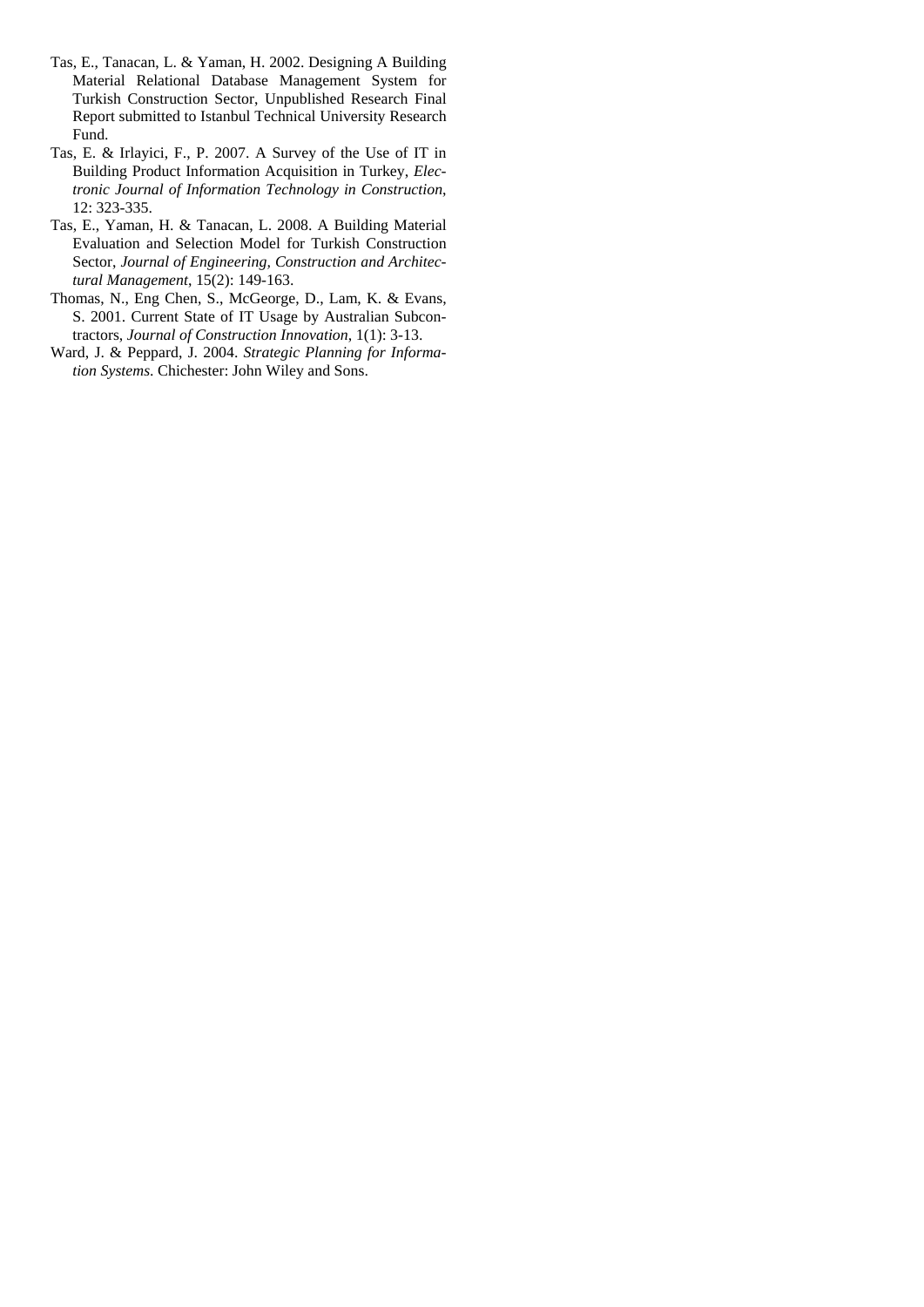Tas, E., Tanacan, L. & Yaman, H. 2002. Designing A Building Material Relational Database Management System for Turkish Construction Sector, Unpublished Research Final Report submitted to Istanbul Technical University Research Fund.

Tas, E. & Irlayici, F., P. 2007. A Survey of the Use of IT in Building Product Information Acquisition in Turkey, *Electronic Journal of Information Technology in Construction*, 12: 323-335.

Tas, E., Yaman, H. & Tanacan, L. 2008. A Building Material Evaluation and Selection Model for Turkish Construction Sector, *Journal of Engineering, Construction and Architectural Management*, 15(2): 149-163.

Thomas, N., Eng Chen, S., McGeorge, D., Lam, K. & Evans, S. 2001. Current State of IT Usage by Australian Subcontractors, *Journal of Construction Innovation*, 1(1): 3-13.

Ward, J. & Peppard, J. 2004. *Strategic Planning for Information Systems*. Chichester: John Wiley and Sons.